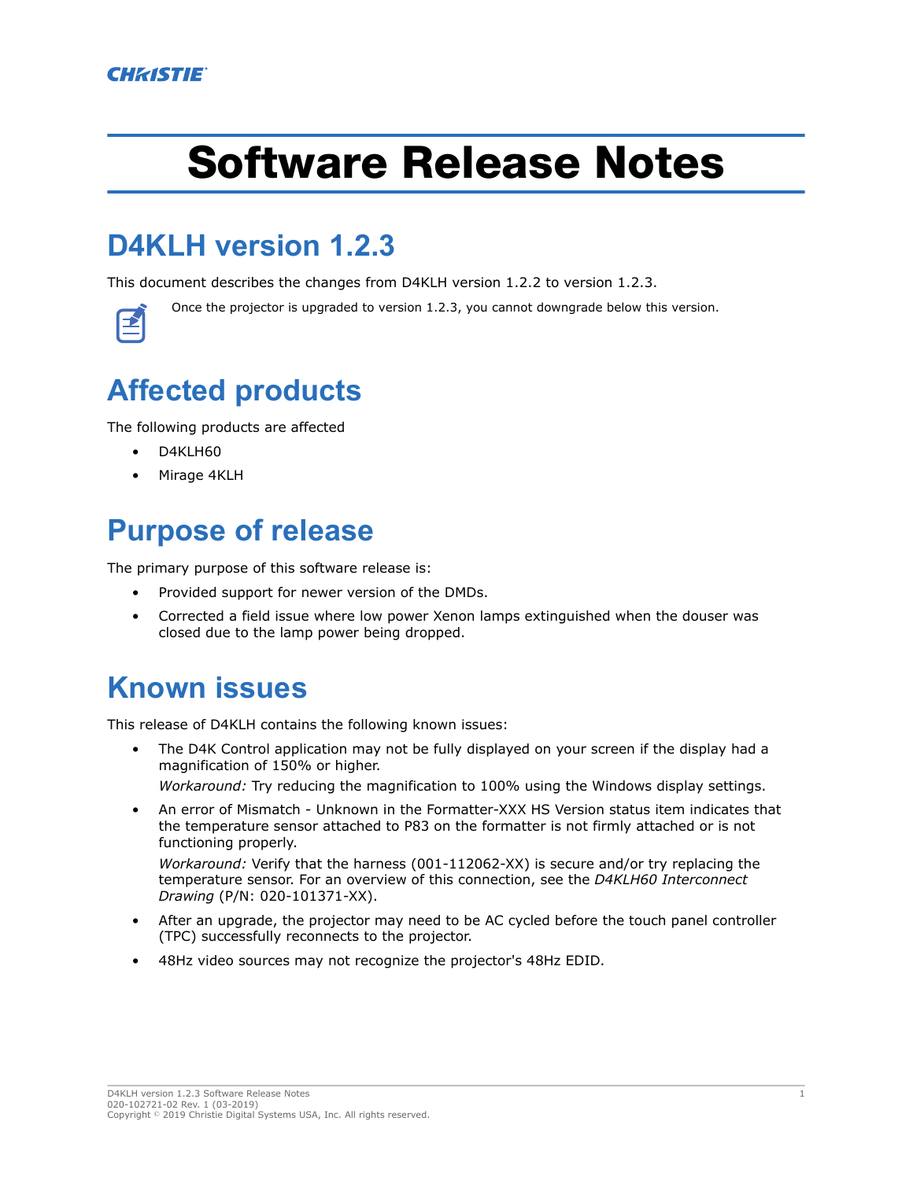CHRISTIE

# Software Release Notes

## D4KLH version 1.2.3

This document describes the changes from D4KLH version 1.2.2 to version 1.2.3.

Once the projector is upgraded to version 1.2.3, you cannot downgrade below this version.

## Affected products

The following products are affected

- D4KLH60
- Mirage 4KLH

## Purpose of release

The primary purpose of this software release is:

- Provided support for newer version of the DMDs.
- Corrected a field issue where low power Xenon lamps extinguished when the douser was closed due to the lamp power being dropped.

## Known issues

This release of D4KLH contains the following known issues:

- The D4K Control application may not be fully displayed on your screen if the display had a magnification of 150% or higher.

  *Workaround:* Try reducing the magnification to 100% using the Windows display settings.
- An error of Mismatch - Unknown in the Formatter-XXX HS Version status item indicates that the temperature sensor attached to P83 on the formatter is not firmly attached or is not functioning properly.

  *Workaround:* Verify that the harness (001-112062-XX) is secure and/or try replacing the temperature sensor. For an overview of this connection, see the *D4KLH60 Interconnect Drawing* (P/N: 020-101371-XX).
- After an upgrade, the projector may need to be AC cycled before the touch panel controller (TPC) successfully reconnects to the projector.
- 48Hz video sources may not recognize the projector's 48Hz EDID.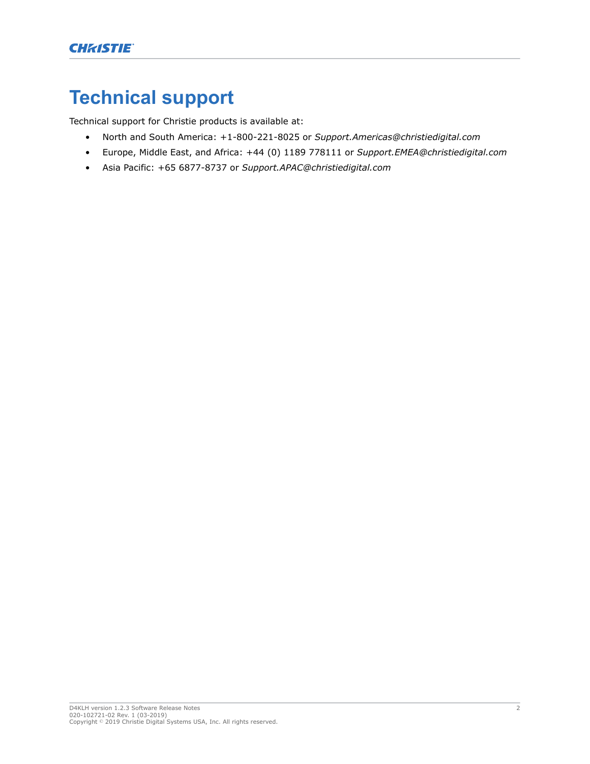# Technical support

Technical support for Christie products is available at:

- North and South America: +1-800-221-8025 or *Support.Americas@christiedigital.com*
- Europe, Middle East, and Africa: +44 (0) 1189 778111 or *Support.EMEA@christiedigital.com*
- Asia Pacific: +65 6877-8737 or *Support.APAC@christiedigital.com*